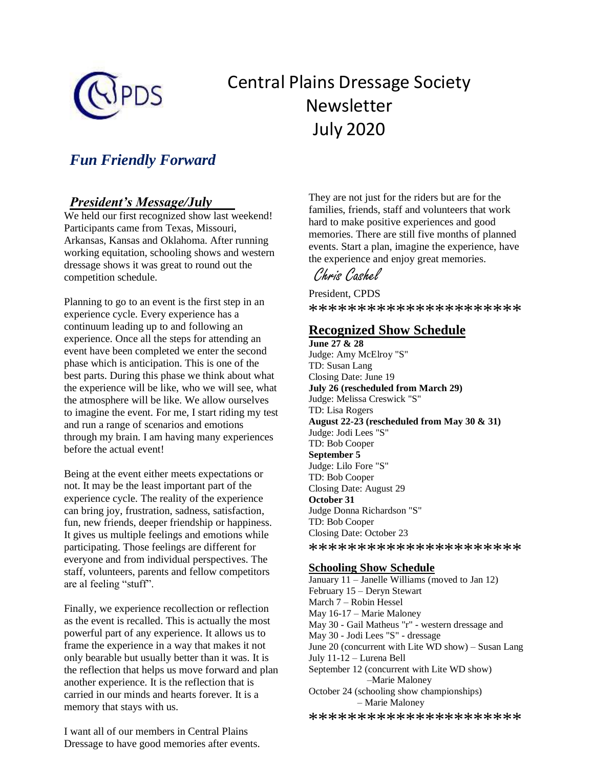# Central Plains Dressage Society Newsletter July 2020

## *Fun Friendly Forward*

### *President's Message/July*

We held our first recognized show last weekend! Participants came from Texas, Missouri, Arkansas, Kansas and Oklahoma. After running working equitation, schooling shows and western dressage shows it was great to round out the competition schedule.

Planning to go to an event is the first step in an experience cycle. Every experience has a continuum leading up to and following an experience. Once all the steps for attending an event have been completed we enter the second phase which is anticipation. This is one of the best parts. During this phase we think about what the experience will be like, who we will see, what the atmosphere will be like. We allow ourselves to imagine the event. For me, I start riding my test and run a range of scenarios and emotions through my brain. I am having many experiences before the actual event!

Being at the event either meets expectations or not. It may be the least important part of the experience cycle. The reality of the experience can bring joy, frustration, sadness, satisfaction, fun, new friends, deeper friendship or happiness. It gives us multiple feelings and emotions while participating. Those feelings are different for everyone and from individual perspectives. The staff, volunteers, parents and fellow competitors are al feeling "stuff".

Finally, we experience recollection or reflection as the event is recalled. This is actually the most powerful part of any experience. It allows us to frame the experience in a way that makes it not only bearable but usually better than it was. It is the reflection that helps us move forward and plan another experience. It is the reflection that is carried in our minds and hearts forever. It is a memory that stays with us.

I want all of our members in Central Plains Dressage to have good memories after events. They are not just for the riders but are for the families, friends, staff and volunteers that work hard to make positive experiences and good memories. There are still five months of planned events. Start a plan, imagine the experience, have the experience and enjoy great memories.

Chris Cashel

President, CPDS

*********************

## Recognized Show Schedule

**June 27 & 28**
Judge: Amy McElroy "S"
TD: Susan Lang
Closing Date: June 19

**July 26 (rescheduled from March 29)**
Judge: Melissa Creswick "S"
TD: Lisa Rogers

**August 22-23 (rescheduled from May 30 & 31)**
Judge: Jodi Lees "S"
TD: Bob Cooper

**September 5**
Judge: Lilo Fore "S"
TD: Bob Cooper
Closing Date: August 29

**October 31**
Judge Donna Richardson "S"
TD: Bob Cooper
Closing Date: October 23

*********************

## Schooling Show Schedule

January 11 – Janelle Williams (moved to Jan 12)
February 15 – Deryn Stewart
March 7 – Robin Hessel
May 16-17 – Marie Maloney
May 30 - Gail Matheus "r" - western dressage and
May 30 - Jodi Lees "S" - dressage
June 20 (concurrent with Lite WD show) – Susan Lang
July 11-12 – Lurena Bell
September 12 (concurrent with Lite WD show) –Marie Maloney
October 24 (schooling show championships) – Marie Maloney

*********************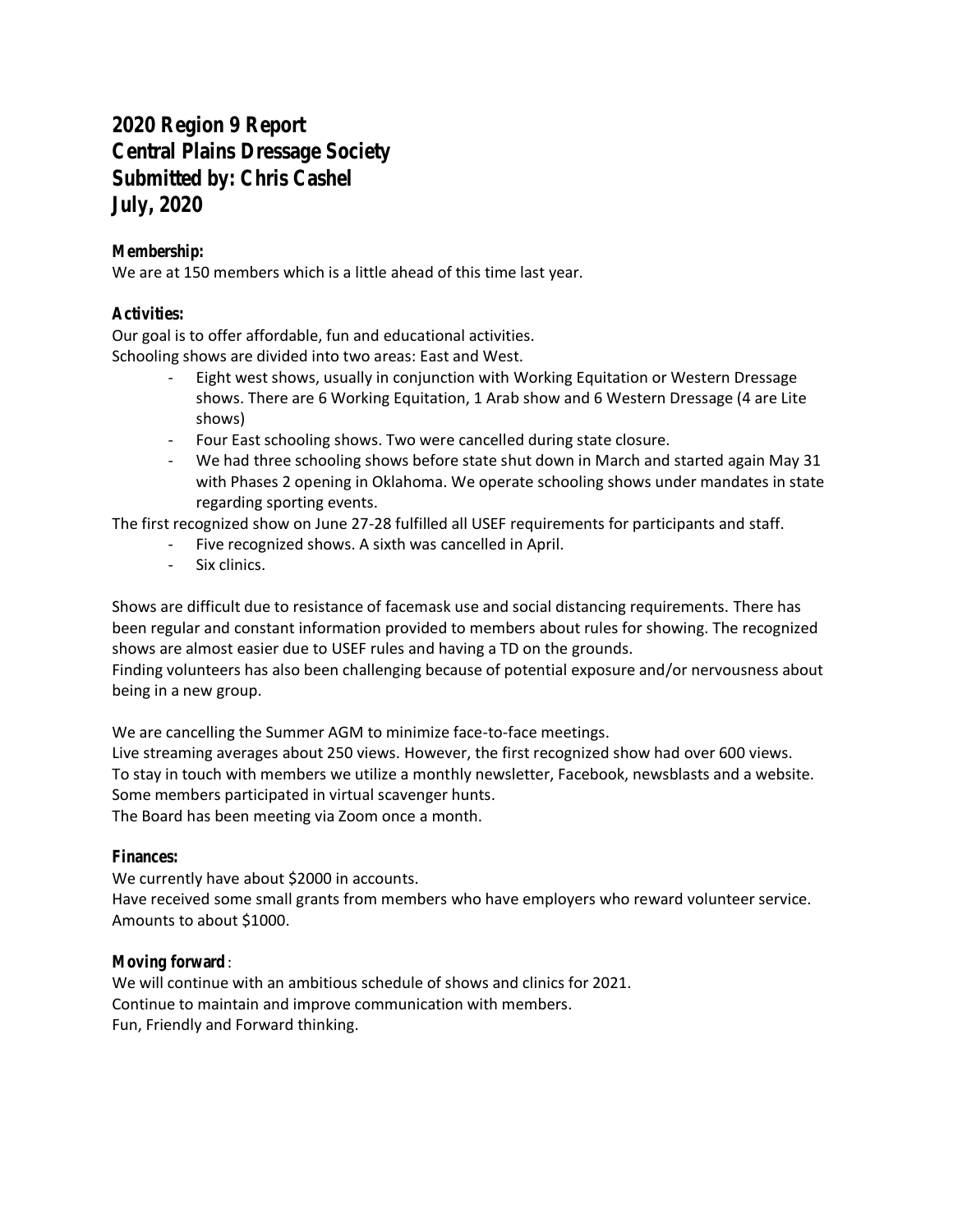# 2020 Region 9 Report
# Central Plains Dressage Society
# Submitted by: Chris Cashel
# July, 2020

**Membership:**
We are at 150 members which is a little ahead of this time last year.

**Activities:**
Our goal is to offer affordable, fun and educational activities.
Schooling shows are divided into two areas: East and West.

- Eight west shows, usually in conjunction with Working Equitation or Western Dressage shows. There are 6 Working Equitation, 1 Arab show and 6 Western Dressage (4 are Lite shows)
- Four East schooling shows. Two were cancelled during state closure.
- We had three schooling shows before state shut down in March and started again May 31 with Phases 2 opening in Oklahoma. We operate schooling shows under mandates in state regarding sporting events.

The first recognized show on June 27-28 fulfilled all USEF requirements for participants and staff.

- Five recognized shows. A sixth was cancelled in April.
- Six clinics.

Shows are difficult due to resistance of facemask use and social distancing requirements. There has been regular and constant information provided to members about rules for showing. The recognized shows are almost easier due to USEF rules and having a TD on the grounds.
Finding volunteers has also been challenging because of potential exposure and/or nervousness about being in a new group.

We are cancelling the Summer AGM to minimize face-to-face meetings.
Live streaming averages about 250 views. However, the first recognized show had over 600 views.
To stay in touch with members we utilize a monthly newsletter, Facebook, newsblasts and a website.
Some members participated in virtual scavenger hunts.
The Board has been meeting via Zoom once a month.

**Finances:**
We currently have about $2000 in accounts.
Have received some small grants from members who have employers who reward volunteer service. Amounts to about $1000.

**Moving forward**:
We will continue with an ambitious schedule of shows and clinics for 2021.
Continue to maintain and improve communication with members.
Fun, Friendly and Forward thinking.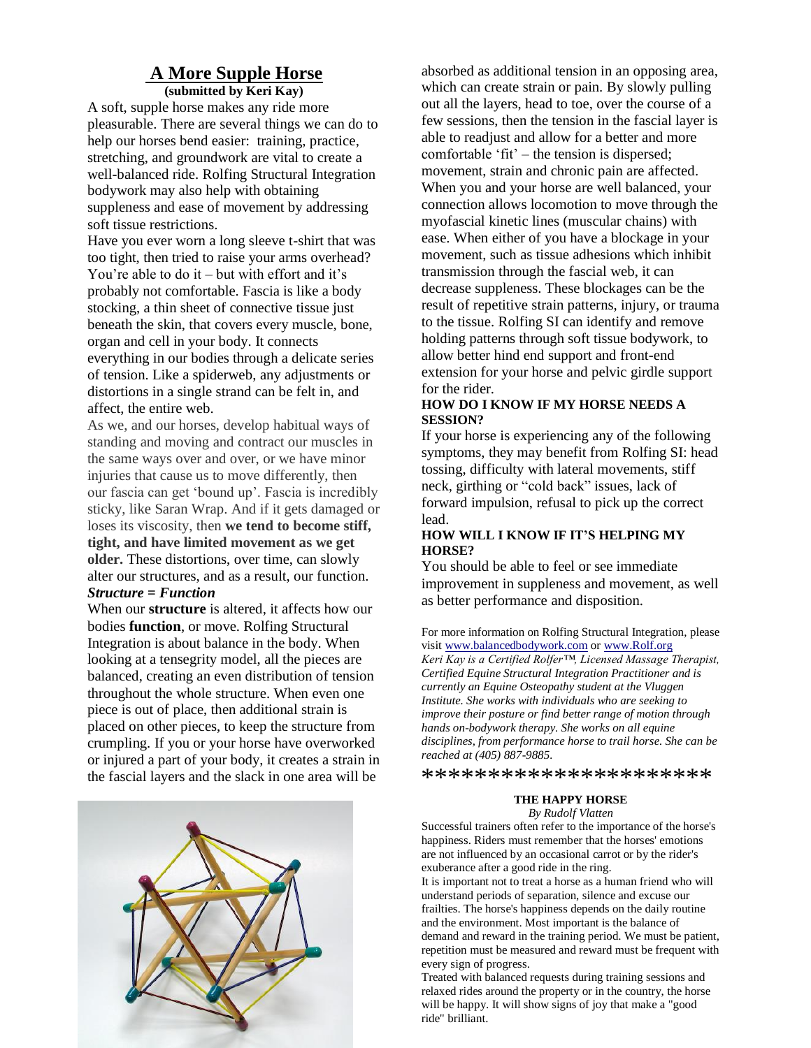## A More Supple Horse

**(submitted by Keri Kay)**

A soft, supple horse makes any ride more pleasurable. There are several things we can do to help our horses bend easier: training, practice, stretching, and groundwork are vital to create a well-balanced ride. Rolfing Structural Integration bodywork may also help with obtaining suppleness and ease of movement by addressing soft tissue restrictions.

Have you ever worn a long sleeve t-shirt that was too tight, then tried to raise your arms overhead? You're able to do it – but with effort and it's probably not comfortable. Fascia is like a body stocking, a thin sheet of connective tissue just beneath the skin, that covers every muscle, bone, organ and cell in your body. It connects everything in our bodies through a delicate series of tension. Like a spiderweb, any adjustments or distortions in a single strand can be felt in, and affect, the entire web.

As we, and our horses, develop habitual ways of standing and moving and contract our muscles in the same ways over and over, or we have minor injuries that cause us to move differently, then our fascia can get 'bound up'. Fascia is incredibly sticky, like Saran Wrap. And if it gets damaged or loses its viscosity, then **we tend to become stiff, tight, and have limited movement as we get older.** These distortions, over time, can slowly alter our structures, and as a result, our function.

***Structure = Function***

When our **structure** is altered, it affects how our bodies **function**, or move. Rolfing Structural Integration is about balance in the body. When looking at a tensegrity model, all the pieces are balanced, creating an even distribution of tension throughout the whole structure. When even one piece is out of place, then additional strain is placed on other pieces, to keep the structure from crumpling. If you or your horse have overworked or injured a part of your body, it creates a strain in the fascial layers and the slack in one area will be absorbed as additional tension in an opposing area, which can create strain or pain. By slowly pulling out all the layers, head to toe, over the course of a few sessions, then the tension in the fascial layer is able to readjust and allow for a better and more comfortable 'fit' – the tension is dispersed; movement, strain and chronic pain are affected. When you and your horse are well balanced, your connection allows locomotion to move through the myofascial kinetic lines (muscular chains) with ease. When either of you have a blockage in your movement, such as tissue adhesions which inhibit transmission through the fascial web, it can decrease suppleness. These blockages can be the result of repetitive strain patterns, injury, or trauma to the tissue. Rolfing SI can identify and remove holding patterns through soft tissue bodywork, to allow better hind end support and front-end extension for your horse and pelvic girdle support for the rider.

**HOW DO I KNOW IF MY HORSE NEEDS A SESSION?**

If your horse is experiencing any of the following symptoms, they may benefit from Rolfing SI: head tossing, difficulty with lateral movements, stiff neck, girthing or "cold back" issues, lack of forward impulsion, refusal to pick up the correct lead.

**HOW WILL I KNOW IF IT'S HELPING MY HORSE?**

You should be able to feel or see immediate improvement in suppleness and movement, as well as better performance and disposition.

For more information on Rolfing Structural Integration, please visit www.balancedbodywork.com or www.Rolf.org

*Keri Kay is a Certified Rolfer™, Licensed Massage Therapist, Certified Equine Structural Integration Practitioner and is currently an Equine Osteopathy student at the Vluggen Institute. She works with individuals who are seeking to improve their posture or find better range of motion through hands on-bodywork therapy. She works on all equine disciplines, from performance horse to trail horse. She can be reached at (405) 887-9885.*

*********************

**THE HAPPY HORSE**

*By Rudolf Vlatten*

Successful trainers often refer to the importance of the horse's happiness. Riders must remember that the horses' emotions are not influenced by an occasional carrot or by the rider's exuberance after a good ride in the ring.

It is important not to treat a horse as a human friend who will understand periods of separation, silence and excuse our frailties. The horse's happiness depends on the daily routine and the environment. Most important is the balance of demand and reward in the training period. We must be patient, repetition must be measured and reward must be frequent with every sign of progress.

Treated with balanced requests during training sessions and relaxed rides around the property or in the country, the horse will be happy. It will show signs of joy that make a "good ride" brilliant.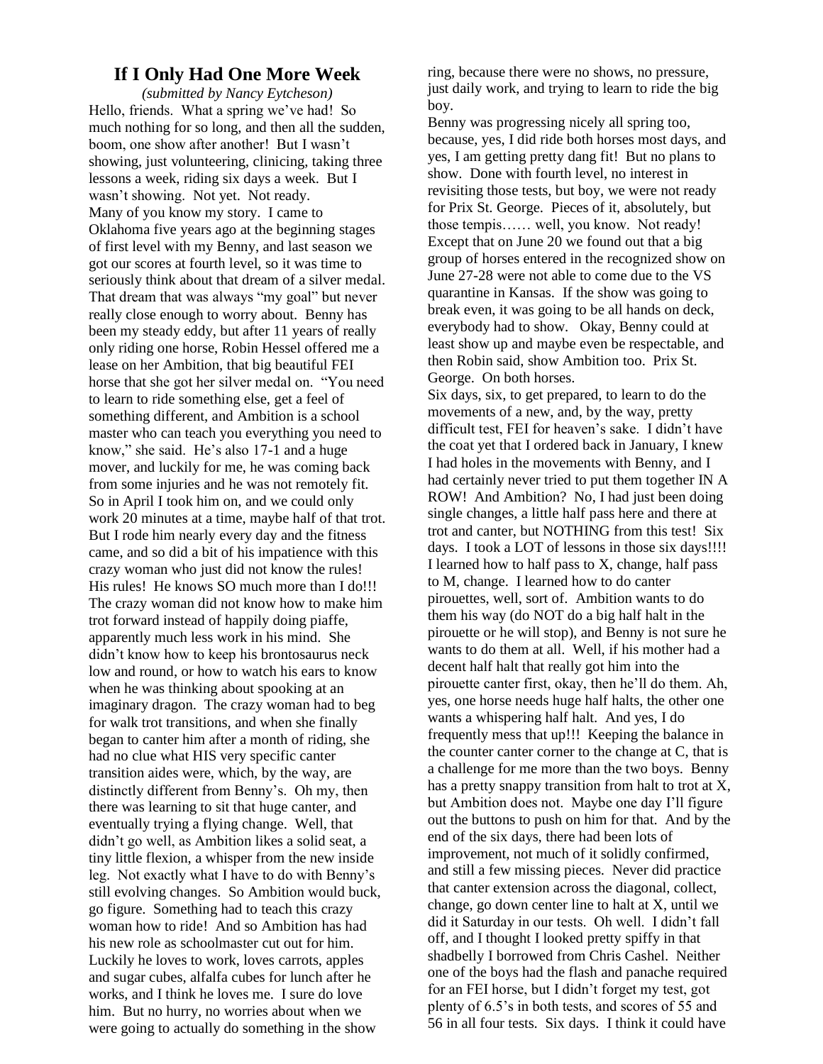# If I Only Had One More Week

*(submitted by Nancy Eytcheson)*

Hello, friends. What a spring we've had! So much nothing for so long, and then all the sudden, boom, one show after another! But I wasn't showing, just volunteering, clinicing, taking three lessons a week, riding six days a week. But I wasn't showing. Not yet. Not ready.

Many of you know my story. I came to Oklahoma five years ago at the beginning stages of first level with my Benny, and last season we got our scores at fourth level, so it was time to seriously think about that dream of a silver medal. That dream that was always "my goal" but never really close enough to worry about. Benny has been my steady eddy, but after 11 years of really only riding one horse, Robin Hessel offered me a lease on her Ambition, that big beautiful FEI horse that she got her silver medal on. "You need to learn to ride something else, get a feel of something different, and Ambition is a school master who can teach you everything you need to know," she said. He's also 17-1 and a huge mover, and luckily for me, he was coming back from some injuries and he was not remotely fit. So in April I took him on, and we could only work 20 minutes at a time, maybe half of that trot. But I rode him nearly every day and the fitness came, and so did a bit of his impatience with this crazy woman who just did not know the rules! His rules! He knows SO much more than I do!!! The crazy woman did not know how to make him trot forward instead of happily doing piaffe, apparently much less work in his mind. She didn't know how to keep his brontosaurus neck low and round, or how to watch his ears to know when he was thinking about spooking at an imaginary dragon. The crazy woman had to beg for walk trot transitions, and when she finally began to canter him after a month of riding, she had no clue what HIS very specific canter transition aides were, which, by the way, are distinctly different from Benny's. Oh my, then there was learning to sit that huge canter, and eventually trying a flying change. Well, that didn't go well, as Ambition likes a solid seat, a tiny little flexion, a whisper from the new inside leg. Not exactly what I have to do with Benny's still evolving changes. So Ambition would buck, go figure. Something had to teach this crazy woman how to ride! And so Ambition has had his new role as schoolmaster cut out for him. Luckily he loves to work, loves carrots, apples and sugar cubes, alfalfa cubes for lunch after he works, and I think he loves me. I sure do love him. But no hurry, no worries about when we were going to actually do something in the show ring, because there were no shows, no pressure, just daily work, and trying to learn to ride the big boy.

Benny was progressing nicely all spring too, because, yes, I did ride both horses most days, and yes, I am getting pretty dang fit! But no plans to show. Done with fourth level, no interest in revisiting those tests, but boy, we were not ready for Prix St. George. Pieces of it, absolutely, but those tempis…… well, you know. Not ready! Except that on June 20 we found out that a big group of horses entered in the recognized show on June 27-28 were not able to come due to the VS quarantine in Kansas. If the show was going to break even, it was going to be all hands on deck, everybody had to show. Okay, Benny could at least show up and maybe even be respectable, and then Robin said, show Ambition too. Prix St. George. On both horses.

Six days, six, to get prepared, to learn to do the movements of a new, and, by the way, pretty difficult test, FEI for heaven's sake. I didn't have the coat yet that I ordered back in January, I knew I had holes in the movements with Benny, and I had certainly never tried to put them together IN A ROW! And Ambition? No, I had just been doing single changes, a little half pass here and there at trot and canter, but NOTHING from this test! Six days. I took a LOT of lessons in those six days!!!! I learned how to half pass to X, change, half pass to M, change. I learned how to do canter pirouettes, well, sort of. Ambition wants to do them his way (do NOT do a big half halt in the pirouette or he will stop), and Benny is not sure he wants to do them at all. Well, if his mother had a decent half halt that really got him into the pirouette canter first, okay, then he'll do them. Ah, yes, one horse needs huge half halts, the other one wants a whispering half halt. And yes, I do frequently mess that up!!! Keeping the balance in the counter canter corner to the change at C, that is a challenge for me more than the two boys. Benny has a pretty snappy transition from halt to trot at X, but Ambition does not. Maybe one day I'll figure out the buttons to push on him for that. And by the end of the six days, there had been lots of improvement, not much of it solidly confirmed, and still a few missing pieces. Never did practice that canter extension across the diagonal, collect, change, go down center line to halt at X, until we did it Saturday in our tests. Oh well. I didn't fall off, and I thought I looked pretty spiffy in that shadbelly I borrowed from Chris Cashel. Neither one of the boys had the flash and panache required for an FEI horse, but I didn't forget my test, got plenty of 6.5's in both tests, and scores of 55 and 56 in all four tests. Six days. I think it could have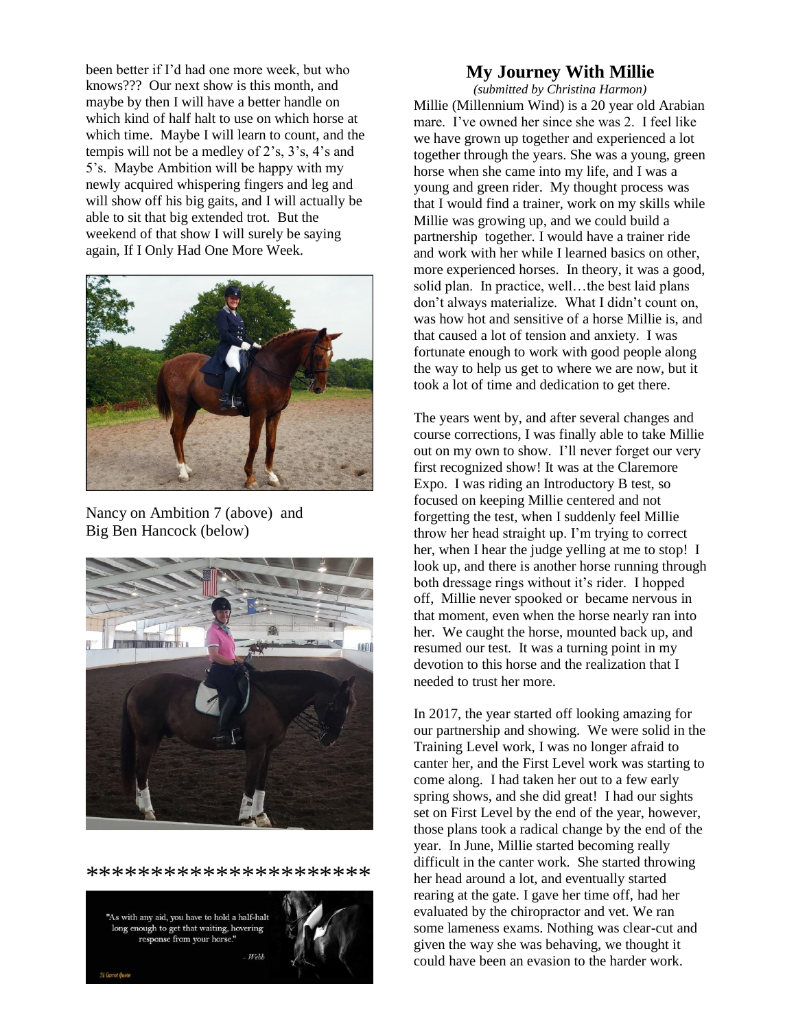been better if I'd had one more week, but who knows??? Our next show is this month, and maybe by then I will have a better handle on which kind of half halt to use on which horse at which time. Maybe I will learn to count, and the tempis will not be a medley of 2's, 3's, 4's and 5's. Maybe Ambition will be happy with my newly acquired whispering fingers and leg and will show off his big gaits, and I will actually be able to sit that big extended trot. But the weekend of that show I will surely be saying again, If I Only Had One More Week.

Nancy on Ambition 7 (above) and Big Ben Hancock (below)

*********************

"As with any aid, you have to hold a half-halt long enough to get that waiting, hovering response from your horse."

– Webb

## My Journey With Millie

*(submitted by Christina Harmon)*

Millie (Millennium Wind) is a 20 year old Arabian mare. I've owned her since she was 2. I feel like we have grown up together and experienced a lot together through the years. She was a young, green horse when she came into my life, and I was a young and green rider. My thought process was that I would find a trainer, work on my skills while Millie was growing up, and we could build a partnership together. I would have a trainer ride and work with her while I learned basics on other, more experienced horses. In theory, it was a good, solid plan. In practice, well…the best laid plans don't always materialize. What I didn't count on, was how hot and sensitive of a horse Millie is, and that caused a lot of tension and anxiety. I was fortunate enough to work with good people along the way to help us get to where we are now, but it took a lot of time and dedication to get there.

The years went by, and after several changes and course corrections, I was finally able to take Millie out on my own to show. I'll never forget our very first recognized show! It was at the Claremore Expo. I was riding an Introductory B test, so focused on keeping Millie centered and not forgetting the test, when I suddenly feel Millie throw her head straight up. I'm trying to correct her, when I hear the judge yelling at me to stop! I look up, and there is another horse running through both dressage rings without it's rider. I hopped off, Millie never spooked or became nervous in that moment, even when the horse nearly ran into her. We caught the horse, mounted back up, and resumed our test. It was a turning point in my devotion to this horse and the realization that I needed to trust her more.

In 2017, the year started off looking amazing for our partnership and showing. We were solid in the Training Level work, I was no longer afraid to canter her, and the First Level work was starting to come along. I had taken her out to a few early spring shows, and she did great! I had our sights set on First Level by the end of the year, however, those plans took a radical change by the end of the year. In June, Millie started becoming really difficult in the canter work. She started throwing her head around a lot, and eventually started rearing at the gate. I gave her time off, had her evaluated by the chiropractor and vet. We ran some lameness exams. Nothing was clear-cut and given the way she was behaving, we thought it could have been an evasion to the harder work.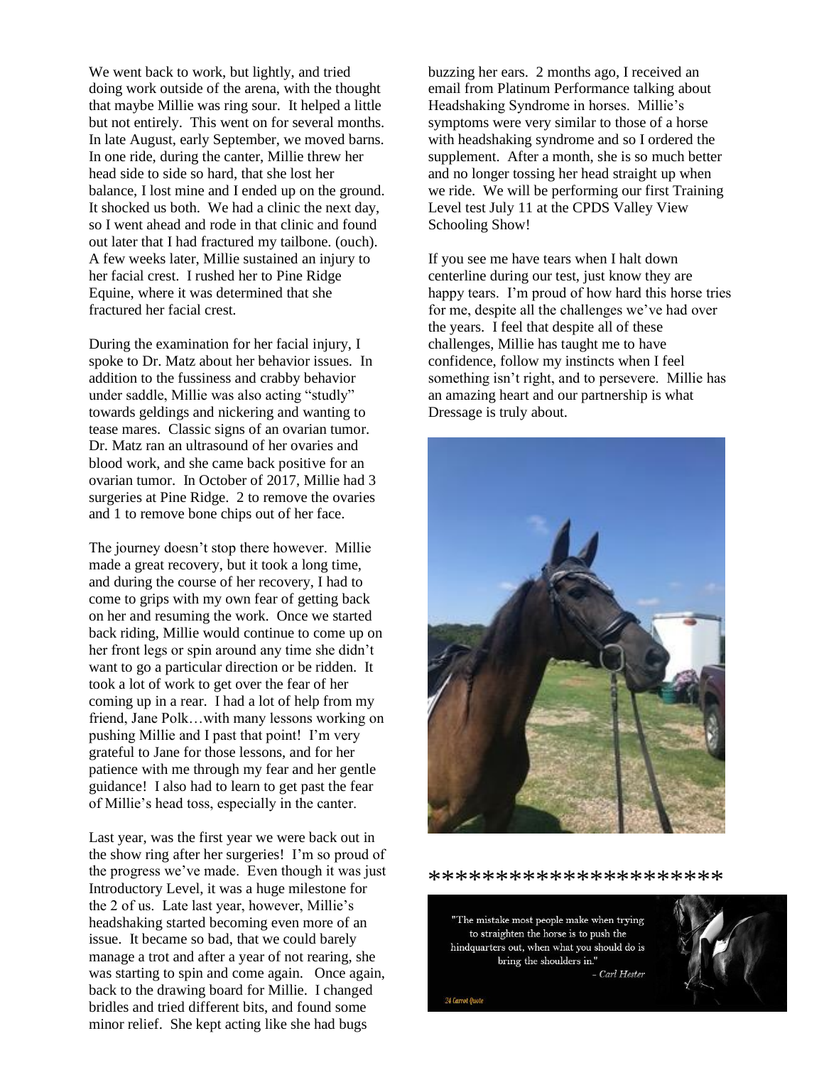We went back to work, but lightly, and tried doing work outside of the arena, with the thought that maybe Millie was ring sour. It helped a little but not entirely. This went on for several months. In late August, early September, we moved barns. In one ride, during the canter, Millie threw her head side to side so hard, that she lost her balance, I lost mine and I ended up on the ground. It shocked us both. We had a clinic the next day, so I went ahead and rode in that clinic and found out later that I had fractured my tailbone. (ouch). A few weeks later, Millie sustained an injury to her facial crest. I rushed her to Pine Ridge Equine, where it was determined that she fractured her facial crest.

During the examination for her facial injury, I spoke to Dr. Matz about her behavior issues. In addition to the fussiness and crabby behavior under saddle, Millie was also acting "studly" towards geldings and nickering and wanting to tease mares. Classic signs of an ovarian tumor. Dr. Matz ran an ultrasound of her ovaries and blood work, and she came back positive for an ovarian tumor. In October of 2017, Millie had 3 surgeries at Pine Ridge. 2 to remove the ovaries and 1 to remove bone chips out of her face.

The journey doesn't stop there however. Millie made a great recovery, but it took a long time, and during the course of her recovery, I had to come to grips with my own fear of getting back on her and resuming the work. Once we started back riding, Millie would continue to come up on her front legs or spin around any time she didn't want to go a particular direction or be ridden. It took a lot of work to get over the fear of her coming up in a rear. I had a lot of help from my friend, Jane Polk…with many lessons working on pushing Millie and I past that point! I'm very grateful to Jane for those lessons, and for her patience with me through my fear and her gentle guidance! I also had to learn to get past the fear of Millie's head toss, especially in the canter.

Last year, was the first year we were back out in the show ring after her surgeries! I'm so proud of the progress we've made. Even though it was just Introductory Level, it was a huge milestone for the 2 of us. Late last year, however, Millie's headshaking started becoming even more of an issue. It became so bad, that we could barely manage a trot and after a year of not rearing, she was starting to spin and come again. Once again, back to the drawing board for Millie. I changed bridles and tried different bits, and found some minor relief. She kept acting like she had bugs buzzing her ears. 2 months ago, I received an email from Platinum Performance talking about Headshaking Syndrome in horses. Millie's symptoms were very similar to those of a horse with headshaking syndrome and so I ordered the supplement. After a month, she is so much better and no longer tossing her head straight up when we ride. We will be performing our first Training Level test July 11 at the CPDS Valley View Schooling Show!

If you see me have tears when I halt down centerline during our test, just know they are happy tears. I'm proud of how hard this horse tries for me, despite all the challenges we've had over the years. I feel that despite all of these challenges, Millie has taught me to have confidence, follow my instincts when I feel something isn't right, and to persevere. Millie has an amazing heart and our partnership is what Dressage is truly about.

*********************

"The mistake most people make when trying to straighten the horse is to push the hindquarters out, when what you should do is bring the shoulders in."
- Carl Hester

24 Carrot Quote